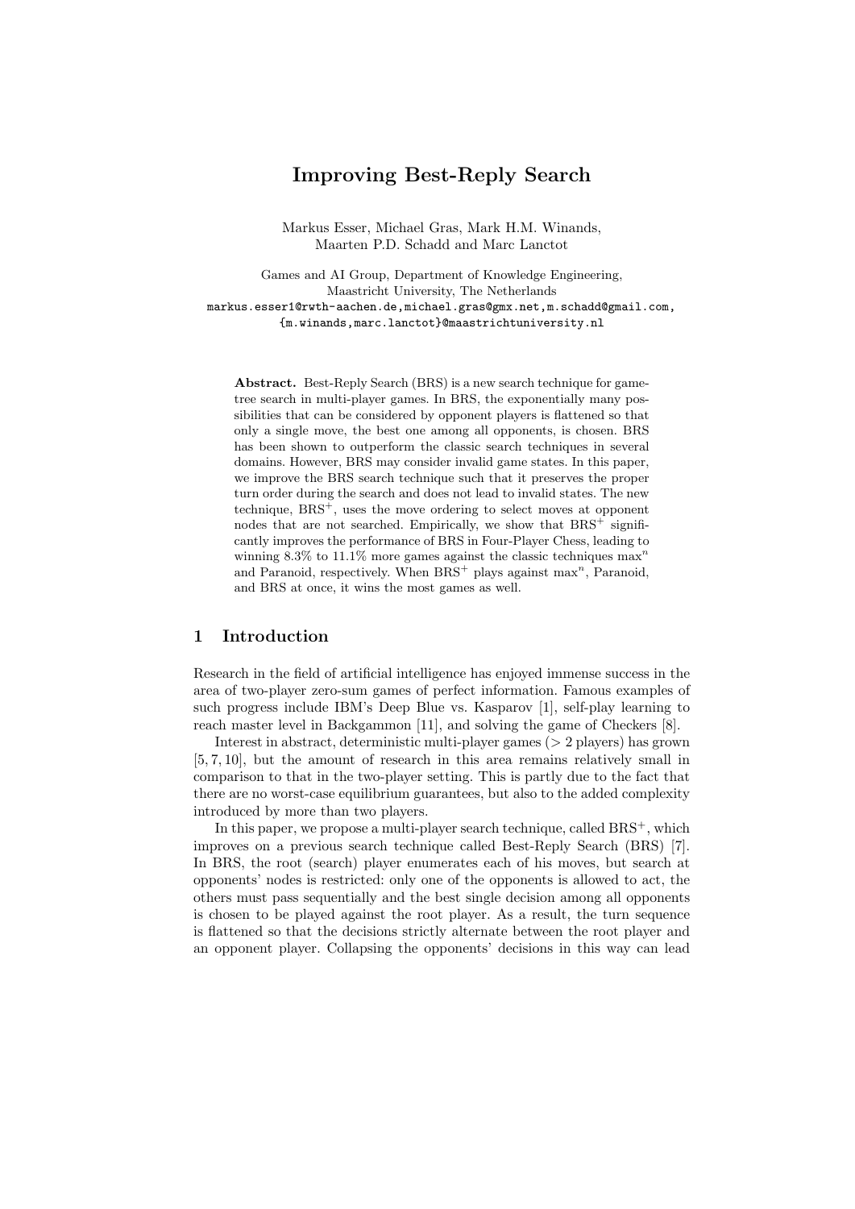# Improving Best-Reply Search

Markus Esser, Michael Gras, Mark H.M. Winands, Maarten P.D. Schadd and Marc Lanctot

Games and AI Group, Department of Knowledge Engineering, Maastricht University, The Netherlands
markus.esser1@rwth-aachen.de, michael.gras@gmx.net, m.schadd@gmail.com, {m.winands,marc.lanctot}@maastrichtuniversity.nl

**Abstract.** Best-Reply Search (BRS) is a new search technique for game-tree search in multi-player games. In BRS, the exponentially many possibilities that can be considered by opponent players is flattened so that only a single move, the best one among all opponents, is chosen. BRS has been shown to outperform the classic search techniques in several domains. However, BRS may consider invalid game states. In this paper, we improve the BRS search technique such that it preserves the proper turn order during the search and does not lead to invalid states. The new technique, $BRS^+$, uses the move ordering to select moves at opponent nodes that are not searched. Empirically, we show that $BRS^+$ significantly improves the performance of BRS in Four-Player Chess, leading to winning 8.3% to 11.1% more games against the classic techniques $\max^n$ and Paranoid, respectively. When $BRS^+$ plays against $\max^n$, Paranoid, and BRS at once, it wins the most games as well.

## 1 Introduction

Research in the field of artificial intelligence has enjoyed immense success in the area of two-player zero-sum games of perfect information. Famous examples of such progress include IBM's Deep Blue vs. Kasparov [1], self-play learning to reach master level in Backgammon [11], and solving the game of Checkers [8].

Interest in abstract, deterministic multi-player games (> 2 players) has grown [5, 7, 10], but the amount of research in this area remains relatively small in comparison to that in the two-player setting. This is partly due to the fact that there are no worst-case equilibrium guarantees, but also to the added complexity introduced by more than two players.

In this paper, we propose a multi-player search technique, called $BRS^+$, which improves on a previous search technique called Best-Reply Search (BRS) [7]. In BRS, the root (search) player enumerates each of his moves, but search at opponents' nodes is restricted: only one of the opponents is allowed to act, the others must pass sequentially and the best single decision among all opponents is chosen to be played against the root player. As a result, the turn sequence is flattened so that the decisions strictly alternate between the root player and an opponent player. Collapsing the opponents' decisions in this way can lead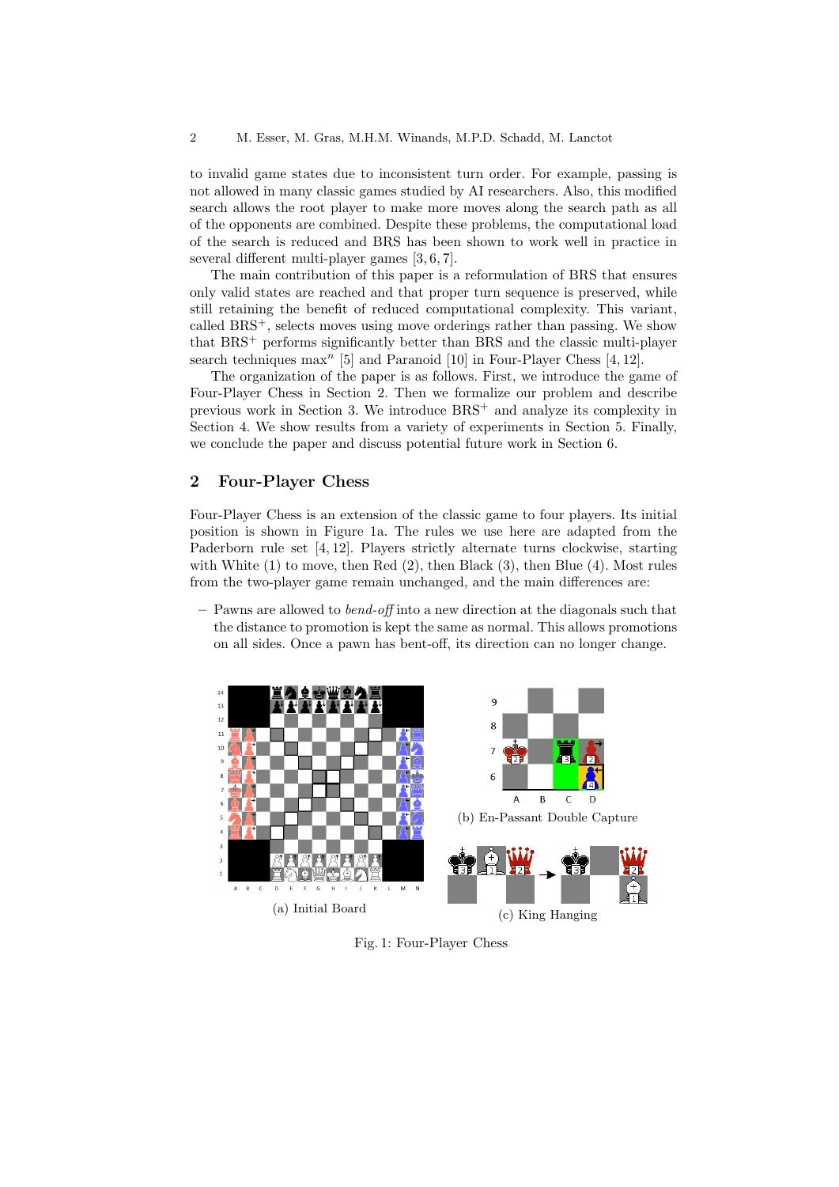to invalid game states due to inconsistent turn order. For example, passing is not allowed in many classic games studied by AI researchers. Also, this modified search allows the root player to make more moves along the search path as all of the opponents are combined. Despite these problems, the computational load of the search is reduced and BRS has been shown to work well in practice in several different multi-player games [3, 6, 7].

The main contribution of this paper is a reformulation of BRS that ensures only valid states are reached and that proper turn sequence is preserved, while still retaining the benefit of reduced computational complexity. This variant, called BRS$^+$, selects moves using move orderings rather than passing. We show that BRS$^+$ performs significantly better than BRS and the classic multi-player search techniques max$^n$ [5] and Paranoid [10] in Four-Player Chess [4, 12].

The organization of the paper is as follows. First, we introduce the game of Four-Player Chess in Section 2. Then we formalize our problem and describe previous work in Section 3. We introduce BRS$^+$ and analyze its complexity in Section 4. We show results from a variety of experiments in Section 5. Finally, we conclude the paper and discuss potential future work in Section 6.

## 2 Four-Player Chess

Four-Player Chess is an extension of the classic game to four players. Its initial position is shown in Figure 1a. The rules we use here are adapted from the Paderborn rule set [4, 12]. Players strictly alternate turns clockwise, starting with White (1) to move, then Red (2), then Black (3), then Blue (4). Most rules from the two-player game remain unchanged, and the main differences are:

- Pawns are allowed to *bend-off* into a new direction at the diagonals such that the distance to promotion is kept the same as normal. This allows promotions on all sides. Once a pawn has bent-off, its direction can no longer change.

(a) Initial Board

(b) En-Passant Double Capture

(c) King Hanging

Fig. 1: Four-Player Chess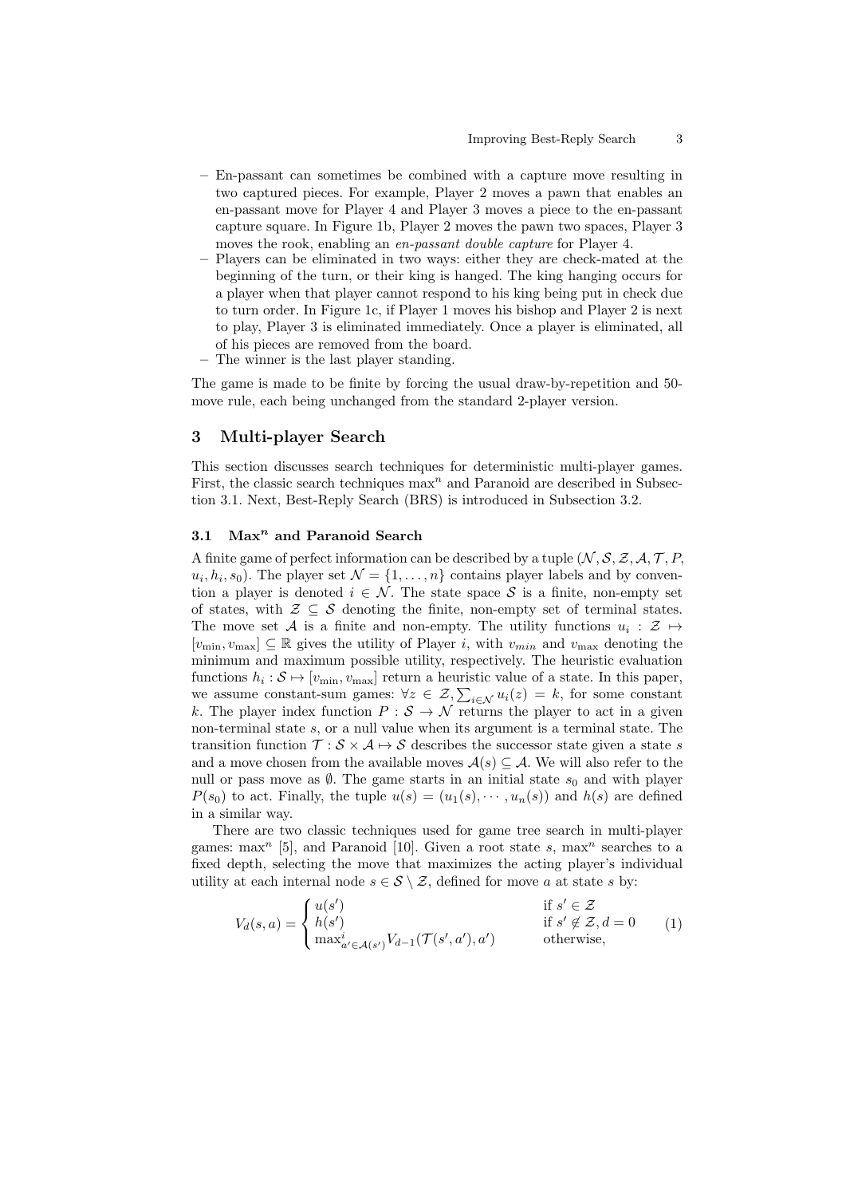- En-passant can sometimes be combined with a capture move resulting in two captured pieces. For example, Player 2 moves a pawn that enables an en-passant move for Player 4 and Player 3 moves a piece to the en-passant capture square. In Figure 1b, Player 2 moves the pawn two spaces, Player 3 moves the rook, enabling an *en-passant double capture* for Player 4.
- Players can be eliminated in two ways: either they are check-mated at the beginning of the turn, or their king is hanged. The king hanging occurs for a player when that player cannot respond to his king being put in check due to turn order. In Figure 1c, if Player 1 moves his bishop and Player 2 is next to play, Player 3 is eliminated immediately. Once a player is eliminated, all of his pieces are removed from the board.
- The winner is the last player standing.

The game is made to be finite by forcing the usual draw-by-repetition and 50-move rule, each being unchanged from the standard 2-player version.

## 3 Multi-player Search

This section discusses search techniques for deterministic multi-player games. First, the classic search techniques max$^n$ and Paranoid are described in Subsection 3.1. Next, Best-Reply Search (BRS) is introduced in Subsection 3.2.

### 3.1 Max$^n$ and Paranoid Search

A finite game of perfect information can be described by a tuple $(\mathcal{N}, \mathcal{S}, \mathcal{Z}, \mathcal{A}, \mathcal{T}, P, u_i, h_i, s_0)$. The player set $\mathcal{N} = \{1, \ldots, n\}$ contains player labels and by convention a player is denoted $i \in \mathcal{N}$. The state space $\mathcal{S}$ is a finite, non-empty set of states, with $\mathcal{Z} \subseteq \mathcal{S}$ denoting the finite, non-empty set of terminal states. The move set $\mathcal{A}$ is a finite and non-empty. The utility functions $u_i : \mathcal{Z} \mapsto [v_{\min}, v_{\max}] \subseteq \mathbb{R}$ gives the utility of Player $i$, with $v_{min}$ and $v_{\max}$ denoting the minimum and maximum possible utility, respectively. The heuristic evaluation functions $h_i : \mathcal{S} \mapsto [v_{\min}, v_{\max}]$ return a heuristic value of a state. In this paper, we assume constant-sum games: $\forall z \in \mathcal{Z}, \sum_{i \in \mathcal{N}} u_i(z) = k$, for some constant $k$. The player index function $P : \mathcal{S} \to \mathcal{N}$ returns the player to act in a given non-terminal state $s$, or a null value when its argument is a terminal state. The transition function $\mathcal{T} : \mathcal{S} \times \mathcal{A} \mapsto \mathcal{S}$ describes the successor state given a state $s$ and a move chosen from the available moves $\mathcal{A}(s) \subseteq \mathcal{A}$. We will also refer to the null or pass move as $\emptyset$. The game starts in an initial state $s_0$ and with player $P(s_0)$ to act. Finally, the tuple $u(s) = (u_1(s), \cdots, u_n(s))$ and $h(s)$ are defined in a similar way.

There are two classic techniques used for game tree search in multi-player games: max$^n$ [5], and Paranoid [10]. Given a root state $s$, max$^n$ searches to a fixed depth, selecting the move that maximizes the acting player's individual utility at each internal node $s \in \mathcal{S} \setminus \mathcal{Z}$, defined for move $a$ at state $s$ by:

$$V_d(s, a) = \begin{cases} u(s') & \text{if } s' \in \mathcal{Z} \\ h(s') & \text{if } s' \notin \mathcal{Z}, d = 0 \\ \max^i_{a' \in \mathcal{A}(s')} V_{d-1}(\mathcal{T}(s', a'), a') & \text{otherwise,} \end{cases} \tag{1}$$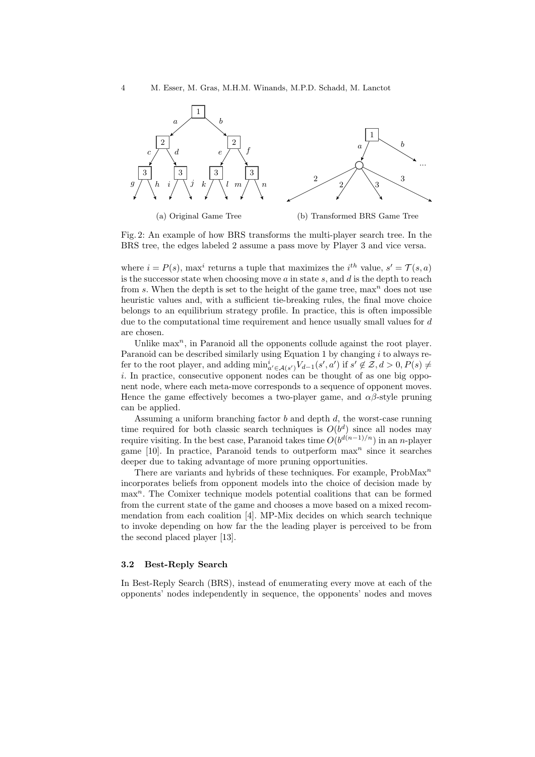(a) Original Game Tree

(b) Transformed BRS Game Tree

Fig. 2: An example of how BRS transforms the multi-player search tree. In the BRS tree, the edges labeled 2 assume a pass move by Player 3 and vice versa.

where $i = P(s)$, $\max^i$ returns a tuple that maximizes the $i^{th}$ value, $s' = \mathcal{T}(s, a)$ is the successor state when choosing move $a$ in state $s$, and $d$ is the depth to reach from $s$. When the depth is set to the height of the game tree, $\max^n$ does not use heuristic values and, with a sufficient tie-breaking rules, the final move choice belongs to an equilibrium strategy profile. In practice, this is often impossible due to the computational time requirement and hence usually small values for $d$ are chosen.

Unlike $\max^n$, in Paranoid all the opponents collude against the root player. Paranoid can be described similarly using Equation 1 by changing $i$ to always refer to the root player, and adding $\min^i_{a' \in \mathcal{A}(s')} V_{d-1}(s', a')$ if $s' \notin \mathcal{Z}, d > 0, P(s) \neq i$. In practice, consecutive opponent nodes can be thought of as one big opponent node, where each meta-move corresponds to a sequence of opponent moves. Hence the game effectively becomes a two-player game, and $\alpha\beta$-style pruning can be applied.

Assuming a uniform branching factor $b$ and depth $d$, the worst-case running time required for both classic search techniques is $O(b^d)$ since all nodes may require visiting. In the best case, Paranoid takes time $O(b^{d(n-1)/n})$ in an $n$-player game [10]. In practice, Paranoid tends to outperform $\max^n$ since it searches deeper due to taking advantage of more pruning opportunities.

There are variants and hybrids of these techniques. For example, ProbMax$^n$ incorporates beliefs from opponent models into the choice of decision made by $\max^n$. The Comixer technique models potential coalitions that can be formed from the current state of the game and chooses a move based on a mixed recommendation from each coalition [4]. MP-Mix decides on which search technique to invoke depending on how far the the leading player is perceived to be from the second placed player [13].

### 3.2 Best-Reply Search

In Best-Reply Search (BRS), instead of enumerating every move at each of the opponents' nodes independently in sequence, the opponents' nodes and moves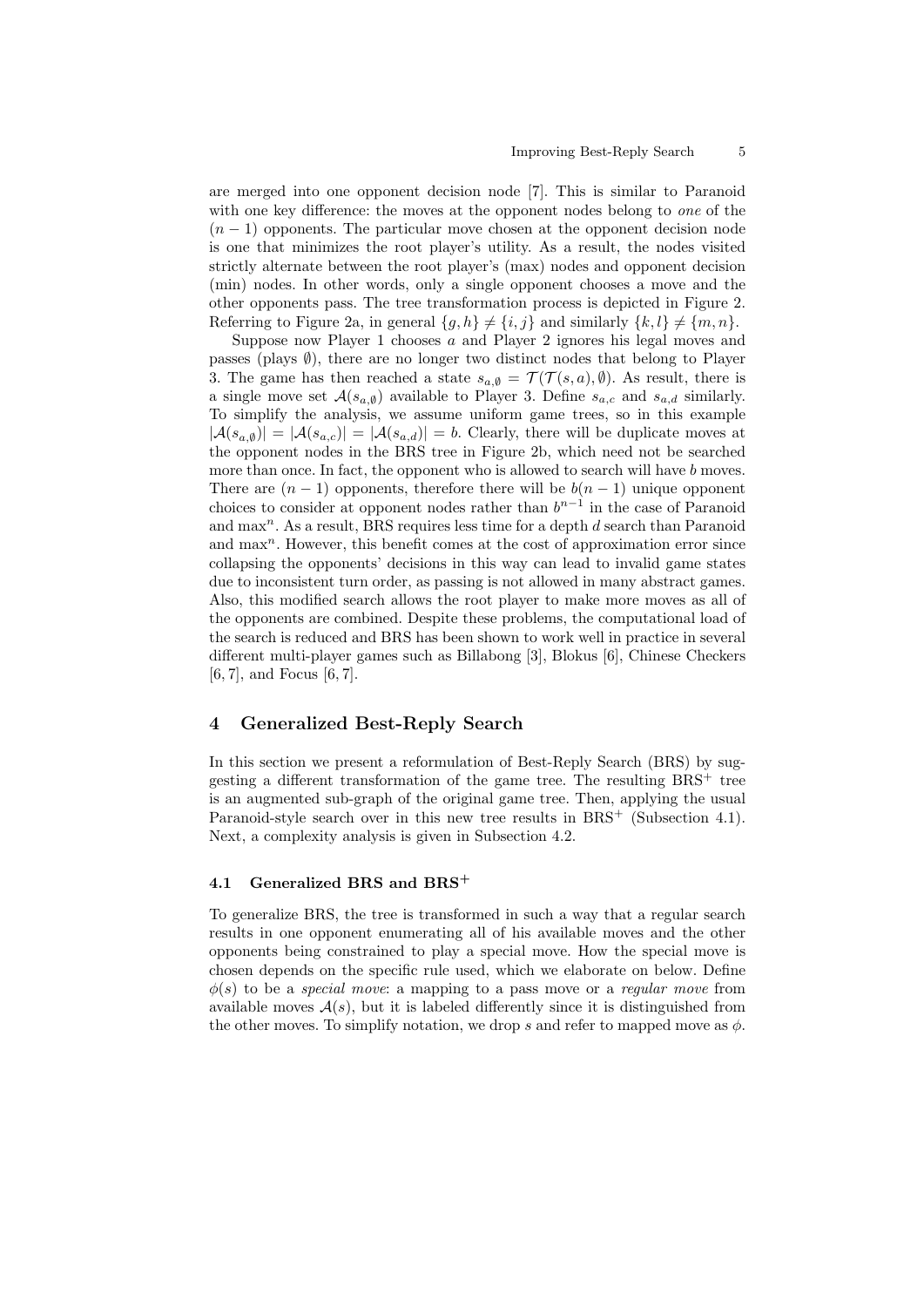are merged into one opponent decision node [7]. This is similar to Paranoid with one key difference: the moves at the opponent nodes belong to *one* of the $(n-1)$ opponents. The particular move chosen at the opponent decision node is one that minimizes the root player's utility. As a result, the nodes visited strictly alternate between the root player's (max) nodes and opponent decision (min) nodes. In other words, only a single opponent chooses a move and the other opponents pass. The tree transformation process is depicted in Figure 2. Referring to Figure 2a, in general $\{g, h\} \neq \{i, j\}$ and similarly $\{k, l\} \neq \{m, n\}$.

Suppose now Player 1 chooses $a$ and Player 2 ignores his legal moves and passes (plays $\emptyset$), there are no longer two distinct nodes that belong to Player 3. The game has then reached a state $s_{a,\emptyset} = \mathcal{T}(\mathcal{T}(s, a), \emptyset)$. As result, there is a single move set $\mathcal{A}(s_{a,\emptyset})$ available to Player 3. Define $s_{a,c}$ and $s_{a,d}$ similarly. To simplify the analysis, we assume uniform game trees, so in this example $|\mathcal{A}(s_{a,\emptyset})| = |\mathcal{A}(s_{a,c})| = |\mathcal{A}(s_{a,d})| = b$. Clearly, there will be duplicate moves at the opponent nodes in the BRS tree in Figure 2b, which need not be searched more than once. In fact, the opponent who is allowed to search will have $b$ moves. There are $(n-1)$ opponents, therefore there will be $b(n-1)$ unique opponent choices to consider at opponent nodes rather than $b^{n-1}$ in the case of Paranoid and max$^n$. As a result, BRS requires less time for a depth $d$ search than Paranoid and max$^n$. However, this benefit comes at the cost of approximation error since collapsing the opponents' decisions in this way can lead to invalid game states due to inconsistent turn order, as passing is not allowed in many abstract games. Also, this modified search allows the root player to make more moves as all of the opponents are combined. Despite these problems, the computational load of the search is reduced and BRS has been shown to work well in practice in several different multi-player games such as Billabong [3], Blokus [6], Chinese Checkers [6, 7], and Focus [6, 7].

## 4 Generalized Best-Reply Search

In this section we present a reformulation of Best-Reply Search (BRS) by suggesting a different transformation of the game tree. The resulting BRS$^+$ tree is an augmented sub-graph of the original game tree. Then, applying the usual Paranoid-style search over in this new tree results in BRS$^+$ (Subsection 4.1). Next, a complexity analysis is given in Subsection 4.2.

### 4.1 Generalized BRS and BRS$^+$

To generalize BRS, the tree is transformed in such a way that a regular search results in one opponent enumerating all of his available moves and the other opponents being constrained to play a special move. How the special move is chosen depends on the specific rule used, which we elaborate on below. Define $\phi(s)$ to be a *special move*: a mapping to a pass move or a *regular move* from available moves $\mathcal{A}(s)$, but it is labeled differently since it is distinguished from the other moves. To simplify notation, we drop $s$ and refer to mapped move as $\phi$.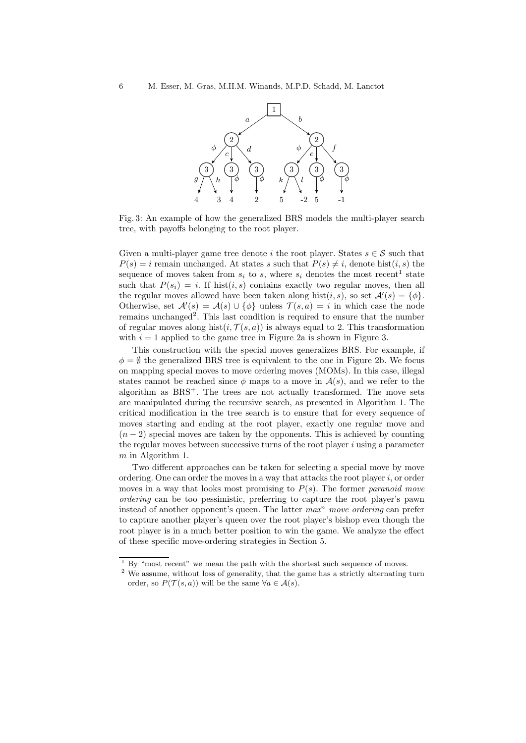Fig. 3: An example of how the generalized BRS models the multi-player search tree, with payoffs belonging to the root player.

Given a multi-player game tree denote $i$ the root player. States $s \in \mathcal{S}$ such that $P(s) = i$ remain unchanged. At states $s$ such that $P(s) \neq i$, denote $\text{hist}(i, s)$ the sequence of moves taken from $s_i$ to $s$, where $s_i$ denotes the most recent[1] state such that $P(s_i) = i$. If $\text{hist}(i, s)$ contains exactly two regular moves, then all the regular moves allowed have been taken along $\text{hist}(i, s)$, so set $\mathcal{A}'(s) = \{\phi\}$. Otherwise, set $\mathcal{A}'(s) = \mathcal{A}(s) \cup \{\phi\}$ unless $\mathcal{T}(s, a) = i$ in which case the node remains unchanged[2]. This last condition is required to ensure that the number of regular moves along $\text{hist}(i, \mathcal{T}(s, a))$ is always equal to 2. This transformation with $i = 1$ applied to the game tree in Figure 2a is shown in Figure 3.

This construction with the special moves generalizes BRS. For example, if $\phi = \emptyset$ the generalized BRS tree is equivalent to the one in Figure 2b. We focus on mapping special moves to move ordering moves (MOMs). In this case, illegal states cannot be reached since $\phi$ maps to a move in $\mathcal{A}(s)$, and we refer to the algorithm as BRS$^+$. The trees are not actually transformed. The move sets are manipulated during the recursive search, as presented in Algorithm 1. The critical modification in the tree search is to ensure that for every sequence of moves starting and ending at the root player, exactly one regular move and $(n - 2)$ special moves are taken by the opponents. This is achieved by counting the regular moves between successive turns of the root player $i$ using a parameter $m$ in Algorithm 1.

Two different approaches can be taken for selecting a special move by move ordering. One can order the moves in a way that attacks the root player $i$, or order moves in a way that looks most promising to $P(s)$. The former *paranoid move ordering* can be too pessimistic, preferring to capture the root player's pawn instead of another opponent's queen. The latter *max$^n$ move ordering* can prefer to capture another player's queen over the root player's bishop even though the root player is in a much better position to win the game. We analyze the effect of these specific move-ordering strategies in Section 5.

---

[1] By "most recent" we mean the path with the shortest such sequence of moves.

[2] We assume, without loss of generality, that the game has a strictly alternating turn order, so $P(\mathcal{T}(s, a))$ will be the same $\forall a \in \mathcal{A}(s)$.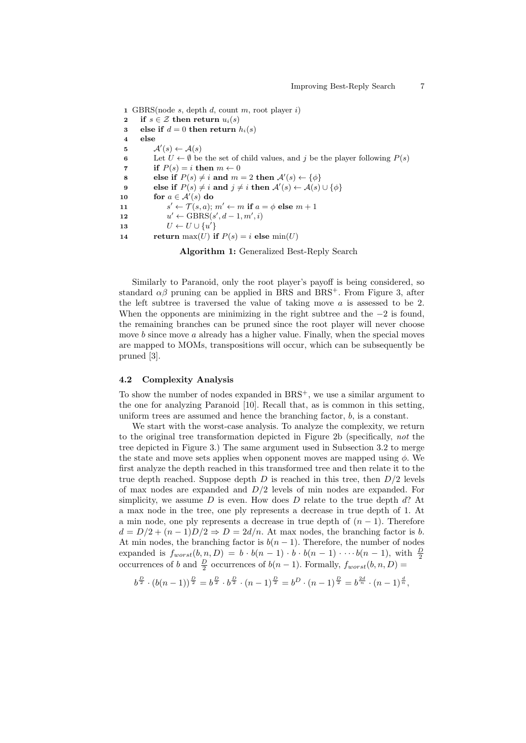```
1  GBRS(node s, depth d, count m, root player i)
2    if s ∈ Z then return u_i(s)
3    else if d = 0 then return h_i(s)
4    else
5        A'(s) ← A(s)
6        Let U ← ∅ be the set of child values, and j be the player following P(s)
7        if P(s) = i then m ← 0
8        else if P(s) ≠ i and m = 2 then A'(s) ← {φ}
9        else if P(s) ≠ i and j ≠ i then A'(s) ← A(s) ∪ {φ}
10       for a ∈ A'(s) do
11           s' ← T(s, a); m' ← m if a = φ else m + 1
12           u' ← GBRS(s', d − 1, m', i)
13           U ← U ∪ {u'}
14       return max(U) if P(s) = i else min(U)
```

**Algorithm 1:** Generalized Best-Reply Search

Similarly to Paranoid, only the root player's payoff is being considered, so standard $\alpha\beta$ pruning can be applied in BRS and BRS$^+$. From Figure 3, after the left subtree is traversed the value of taking move $a$ is assessed to be 2. When the opponents are minimizing in the right subtree and the $-2$ is found, the remaining branches can be pruned since the root player will never choose move $b$ since move $a$ already has a higher value. Finally, when the special moves are mapped to MOMs, transpositions will occur, which can be subsequently be pruned [3].

### 4.2 Complexity Analysis

To show the number of nodes expanded in BRS$^+$, we use a similar argument to the one for analyzing Paranoid [10]. Recall that, as is common in this setting, uniform trees are assumed and hence the branching factor, $b$, is a constant.

We start with the worst-case analysis. To analyze the complexity, we return to the original tree transformation depicted in Figure 2b (specifically, *not* the tree depicted in Figure 3.) The same argument used in Subsection 3.2 to merge the state and move sets applies when opponent moves are mapped using $\phi$. We first analyze the depth reached in this transformed tree and then relate it to the true depth reached. Suppose depth $D$ is reached in this tree, then $D/2$ levels of max nodes are expanded and $D/2$ levels of min nodes are expanded. For simplicity, we assume $D$ is even. How does $D$ relate to the true depth $d$? At a max node in the tree, one ply represents a decrease in true depth of 1. At a min node, one ply represents a decrease in true depth of $(n-1)$. Therefore $d = D/2 + (n-1)D/2 \Rightarrow D = 2d/n$. At max nodes, the branching factor is $b$. At min nodes, the branching factor is $b(n-1)$. Therefore, the number of nodes expanded is $f_{worst}(b, n, D) = b \cdot b(n-1) \cdot b \cdot b(n-1) \cdot \dots \cdot b(n-1)$, with $\frac{D}{2}$ occurrences of $b$ and $\frac{D}{2}$ occurrences of $b(n-1)$. Formally, $f_{worst}(b, n, D) =$

$$b^{\frac{D}{2}} \cdot (b(n-1))^{\frac{D}{2}} = b^{\frac{D}{2}} \cdot b^{\frac{D}{2}} \cdot (n-1)^{\frac{D}{2}} = b^{D} \cdot (n-1)^{\frac{D}{2}} = b^{\frac{2d}{n}} \cdot (n-1)^{\frac{d}{n}},$$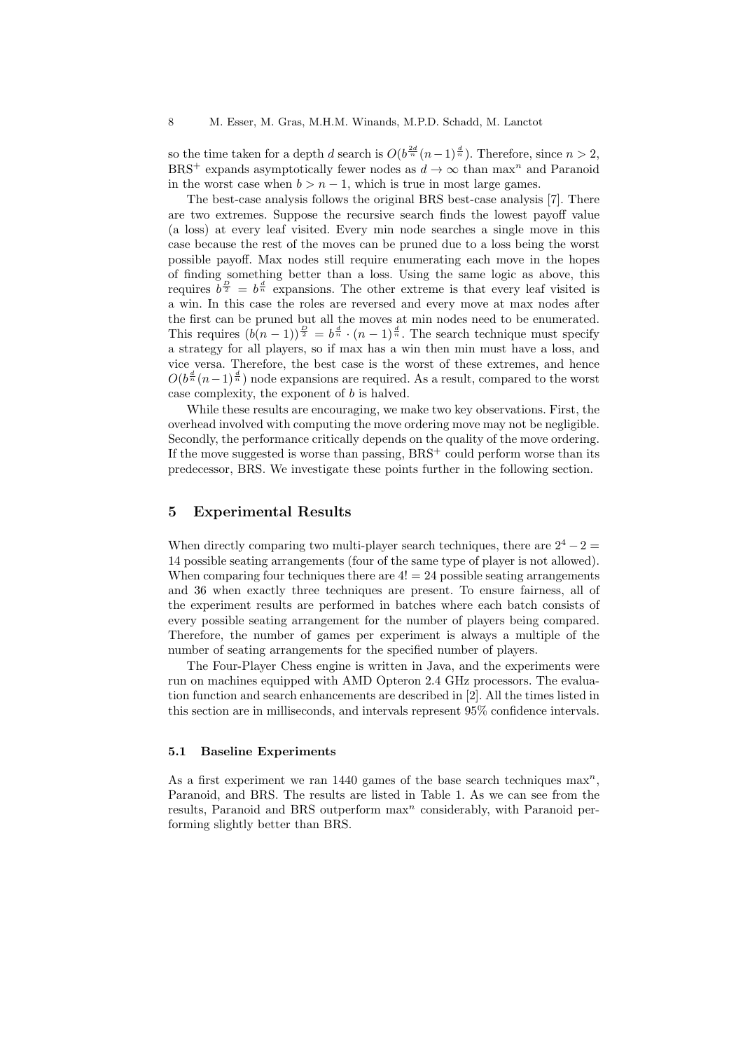so the time taken for a depth $d$ search is $O(b^{\frac{2d}{n}}(n-1)^{\frac{d}{n}})$. Therefore, since $n > 2$, BRS$^+$ expands asymptotically fewer nodes as $d \to \infty$ than max$^n$ and Paranoid in the worst case when $b > n-1$, which is true in most large games.

The best-case analysis follows the original BRS best-case analysis [7]. There are two extremes. Suppose the recursive search finds the lowest payoff value (a loss) at every leaf visited. Every min node searches a single move in this case because the rest of the moves can be pruned due to a loss being the worst possible payoff. Max nodes still require enumerating each move in the hopes of finding something better than a loss. Using the same logic as above, this requires $b^{\frac{D}{2}} = b^{\frac{d}{n}}$ expansions. The other extreme is that every leaf visited is a win. In this case the roles are reversed and every move at max nodes after the first can be pruned but all the moves at min nodes need to be enumerated. This requires $(b(n-1))^{\frac{D}{2}} = b^{\frac{d}{n}} \cdot (n-1)^{\frac{d}{n}}$. The search technique must specify a strategy for all players, so if max has a win then min must have a loss, and vice versa. Therefore, the best case is the worst of these extremes, and hence $O(b^{\frac{d}{n}}(n-1)^{\frac{d}{n}})$ node expansions are required. As a result, compared to the worst case complexity, the exponent of $b$ is halved.

While these results are encouraging, we make two key observations. First, the overhead involved with computing the move ordering move may not be negligible. Secondly, the performance critically depends on the quality of the move ordering. If the move suggested is worse than passing, BRS$^+$ could perform worse than its predecessor, BRS. We investigate these points further in the following section.

## 5 Experimental Results

When directly comparing two multi-player search techniques, there are $2^4 - 2 = 14$ possible seating arrangements (four of the same type of player is not allowed). When comparing four techniques there are $4! = 24$ possible seating arrangements and 36 when exactly three techniques are present. To ensure fairness, all of the experiment results are performed in batches where each batch consists of every possible seating arrangement for the number of players being compared. Therefore, the number of games per experiment is always a multiple of the number of seating arrangements for the specified number of players.

The Four-Player Chess engine is written in Java, and the experiments were run on machines equipped with AMD Opteron 2.4 GHz processors. The evaluation function and search enhancements are described in [2]. All the times listed in this section are in milliseconds, and intervals represent 95% confidence intervals.

### 5.1 Baseline Experiments

As a first experiment we ran 1440 games of the base search techniques max$^n$, Paranoid, and BRS. The results are listed in Table 1. As we can see from the results, Paranoid and BRS outperform max$^n$ considerably, with Paranoid performing slightly better than BRS.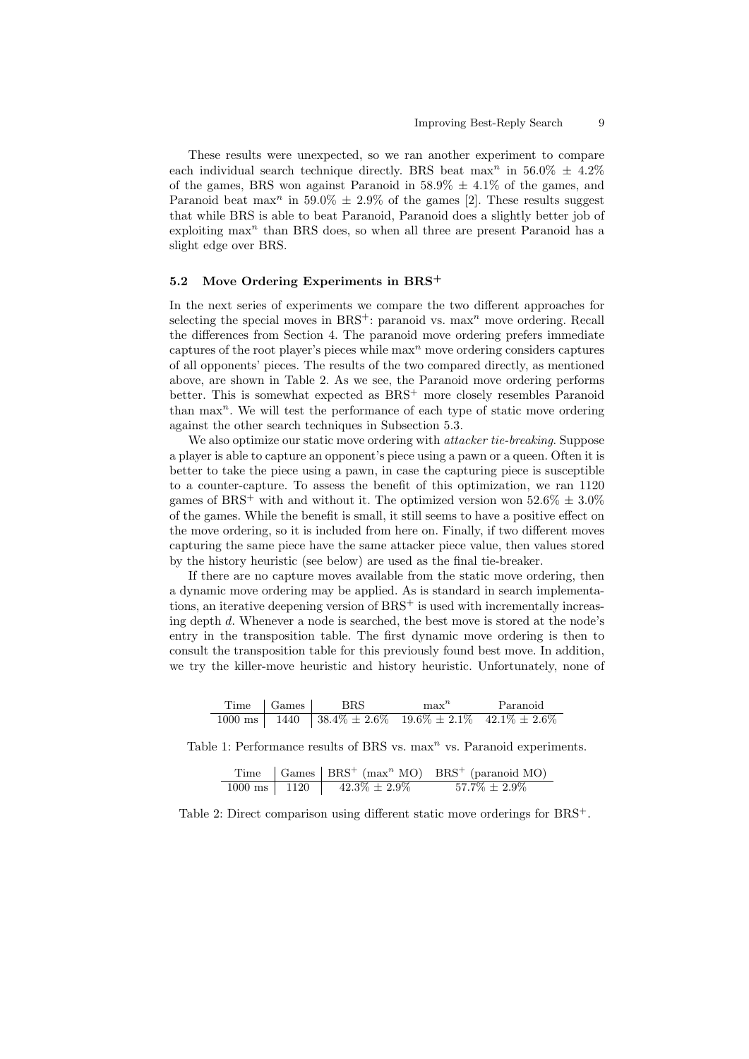These results were unexpected, so we ran another experiment to compare each individual search technique directly. BRS beat $\max^n$ in 56.0% $\pm$ 4.2% of the games, BRS won against Paranoid in 58.9% $\pm$ 4.1% of the games, and Paranoid beat $\max^n$ in 59.0% $\pm$ 2.9% of the games [2]. These results suggest that while BRS is able to beat Paranoid, Paranoid does a slightly better job of exploiting $\max^n$ than BRS does, so when all three are present Paranoid has a slight edge over BRS.

### 5.2 Move Ordering Experiments in BRS$^+$

In the next series of experiments we compare the two different approaches for selecting the special moves in BRS$^+$: paranoid vs. $\max^n$ move ordering. Recall the differences from Section 4. The paranoid move ordering prefers immediate captures of the root player's pieces while $\max^n$ move ordering considers captures of all opponents' pieces. The results of the two compared directly, as mentioned above, are shown in Table 2. As we see, the Paranoid move ordering performs better. This is somewhat expected as BRS$^+$ more closely resembles Paranoid than $\max^n$. We will test the performance of each type of static move ordering against the other search techniques in Subsection 5.3.

We also optimize our static move ordering with *attacker tie-breaking*. Suppose a player is able to capture an opponent's piece using a pawn or a queen. Often it is better to take the piece using a pawn, in case the capturing piece is susceptible to a counter-capture. To assess the benefit of this optimization, we ran 1120 games of BRS$^+$ with and without it. The optimized version won 52.6% $\pm$ 3.0% of the games. While the benefit is small, it still seems to have a positive effect on the move ordering, so it is included from here on. Finally, if two different moves capturing the same piece have the same attacker piece value, then values stored by the history heuristic (see below) are used as the final tie-breaker.

If there are no capture moves available from the static move ordering, then a dynamic move ordering may be applied. As is standard in search implementations, an iterative deepening version of BRS$^+$ is used with incrementally increasing depth $d$. Whenever a node is searched, the best move is stored at the node's entry in the transposition table. The first dynamic move ordering is then to consult the transposition table for this previously found best move. In addition, we try the killer-move heuristic and history heuristic. Unfortunately, none of

| Time | Games | BRS | $\max^n$ | Paranoid |
|---|---|---|---|---|
| 1000 ms | 1440 | 38.4% $\pm$ 2.6% | 19.6% $\pm$ 2.1% | 42.1% $\pm$ 2.6% |

Table 1: Performance results of BRS vs. $\max^n$ vs. Paranoid experiments.

| Time | Games | BRS$^+$ ($\max^n$ MO) | BRS$^+$ (paranoid MO) |
|---|---|---|---|
| 1000 ms | 1120 | 42.3% $\pm$ 2.9% | 57.7% $\pm$ 2.9% |

Table 2: Direct comparison using different static move orderings for BRS$^+$.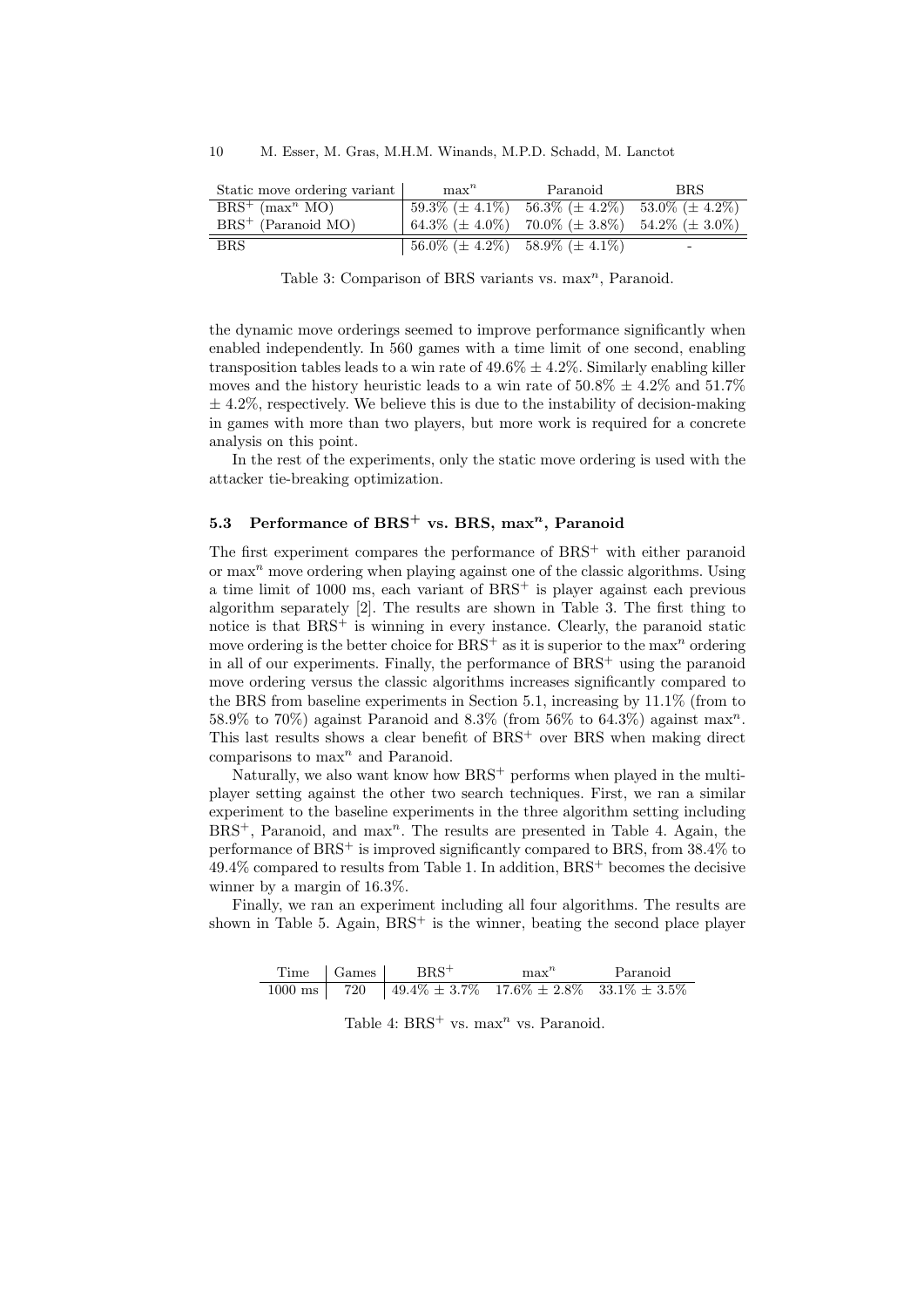| Static move ordering variant | $\max^n$ | Paranoid | BRS |
|---|---|---|---|
| $BRS^+$ ($\max^n$ MO) | 59.3% (± 4.1%) | 56.3% (± 4.2%) | 53.0% (± 4.2%) |
| $BRS^+$ (Paranoid MO) | 64.3% (± 4.0%) | 70.0% (± 3.8%) | 54.2% (± 3.0%) |
| BRS | 56.0% (± 4.2%) | 58.9% (± 4.1%) | - |

Table 3: Comparison of BRS variants vs. $\max^n$, Paranoid.

the dynamic move orderings seemed to improve performance significantly when enabled independently. In 560 games with a time limit of one second, enabling transposition tables leads to a win rate of 49.6% ± 4.2%. Similarly enabling killer moves and the history heuristic leads to a win rate of 50.8% ± 4.2% and 51.7% ± 4.2%, respectively. We believe this is due to the instability of decision-making in games with more than two players, but more work is required for a concrete analysis on this point.

In the rest of the experiments, only the static move ordering is used with the attacker tie-breaking optimization.

### 5.3 Performance of $BRS^+$ vs. BRS, $\max^n$, Paranoid

The first experiment compares the performance of $BRS^+$ with either paranoid or $\max^n$ move ordering when playing against one of the classic algorithms. Using a time limit of 1000 ms, each variant of $BRS^+$ is player against each previous algorithm separately [2]. The results are shown in Table 3. The first thing to notice is that $BRS^+$ is winning in every instance. Clearly, the paranoid static move ordering is the better choice for $BRS^+$ as it is superior to the $\max^n$ ordering in all of our experiments. Finally, the performance of $BRS^+$ using the paranoid move ordering versus the classic algorithms increases significantly compared to the BRS from baseline experiments in Section 5.1, increasing by 11.1% (from to 58.9% to 70%) against Paranoid and 8.3% (from 56% to 64.3%) against $\max^n$. This last results shows a clear benefit of $BRS^+$ over BRS when making direct comparisons to $\max^n$ and Paranoid.

Naturally, we also want know how $BRS^+$ performs when played in the multi-player setting against the other two search techniques. First, we ran a similar experiment to the baseline experiments in the three algorithm setting including $BRS^+$, Paranoid, and $\max^n$. The results are presented in Table 4. Again, the performance of $BRS^+$ is improved significantly compared to BRS, from 38.4% to 49.4% compared to results from Table 1. In addition, $BRS^+$ becomes the decisive winner by a margin of 16.3%.

Finally, we ran an experiment including all four algorithms. The results are shown in Table 5. Again, $BRS^+$ is the winner, beating the second place player

| Time | Games | $BRS^+$ | $\max^n$ | Paranoid |
|---|---|---|---|---|
| 1000 ms | 720 | 49.4% ± 3.7% | 17.6% ± 2.8% | 33.1% ± 3.5% |

Table 4: $BRS^+$ vs. $\max^n$ vs. Paranoid.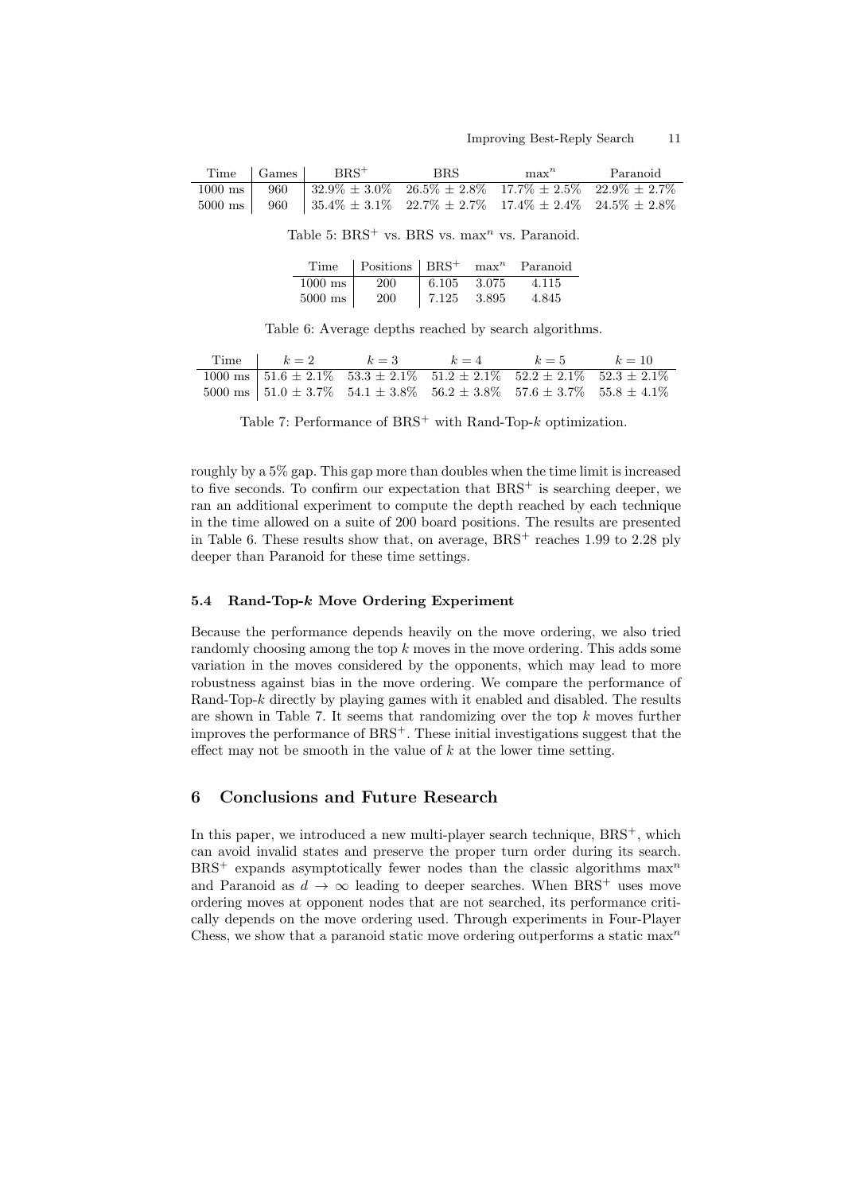| Time | Games | $BRS^+$ | BRS | $max^n$ | Paranoid |
|---|---|---|---|---|---|
| 1000 ms | 960 | 32.9% ± 3.0% | 26.5% ± 2.8% | 17.7% ± 2.5% | 22.9% ± 2.7% |
| 5000 ms | 960 | 35.4% ± 3.1% | 22.7% ± 2.7% | 17.4% ± 2.4% | 24.5% ± 2.8% |

Table 5: $BRS^+$ vs. BRS vs. $max^n$ vs. Paranoid.

| Time | Positions | $BRS^+$ | $max^n$ | Paranoid |
|---|---|---|---|---|
| 1000 ms | 200 | 6.105 | 3.075 | 4.115 |
| 5000 ms | 200 | 7.125 | 3.895 | 4.845 |

Table 6: Average depths reached by search algorithms.

| Time | $k = 2$ | $k = 3$ | $k = 4$ | $k = 5$ | $k = 10$ |
|---|---|---|---|---|---|
| 1000 ms | 51.6 ± 2.1% | 53.3 ± 2.1% | 51.2 ± 2.1% | 52.2 ± 2.1% | 52.3 ± 2.1% |
| 5000 ms | 51.0 ± 3.7% | 54.1 ± 3.8% | 56.2 ± 3.8% | 57.6 ± 3.7% | 55.8 ± 4.1% |

Table 7: Performance of $BRS^+$ with Rand-Top-$k$ optimization.

roughly by a 5% gap. This gap more than doubles when the time limit is increased to five seconds. To confirm our expectation that $BRS^+$ is searching deeper, we ran an additional experiment to compute the depth reached by each technique in the time allowed on a suite of 200 board positions. The results are presented in Table 6. These results show that, on average, $BRS^+$ reaches 1.99 to 2.28 ply deeper than Paranoid for these time settings.

### 5.4 Rand-Top-$k$ Move Ordering Experiment

Because the performance depends heavily on the move ordering, we also tried randomly choosing among the top $k$ moves in the move ordering. This adds some variation in the moves considered by the opponents, which may lead to more robustness against bias in the move ordering. We compare the performance of Rand-Top-$k$ directly by playing games with it enabled and disabled. The results are shown in Table 7. It seems that randomizing over the top $k$ moves further improves the performance of $BRS^+$. These initial investigations suggest that the effect may not be smooth in the value of $k$ at the lower time setting.

## 6 Conclusions and Future Research

In this paper, we introduced a new multi-player search technique, $BRS^+$, which can avoid invalid states and preserve the proper turn order during its search. $BRS^+$ expands asymptotically fewer nodes than the classic algorithms $max^n$ and Paranoid as $d \to \infty$ leading to deeper searches. When $BRS^+$ uses move ordering moves at opponent nodes that are not searched, its performance critically depends on the move ordering used. Through experiments in Four-Player Chess, we show that a paranoid static move ordering outperforms a static $max^n$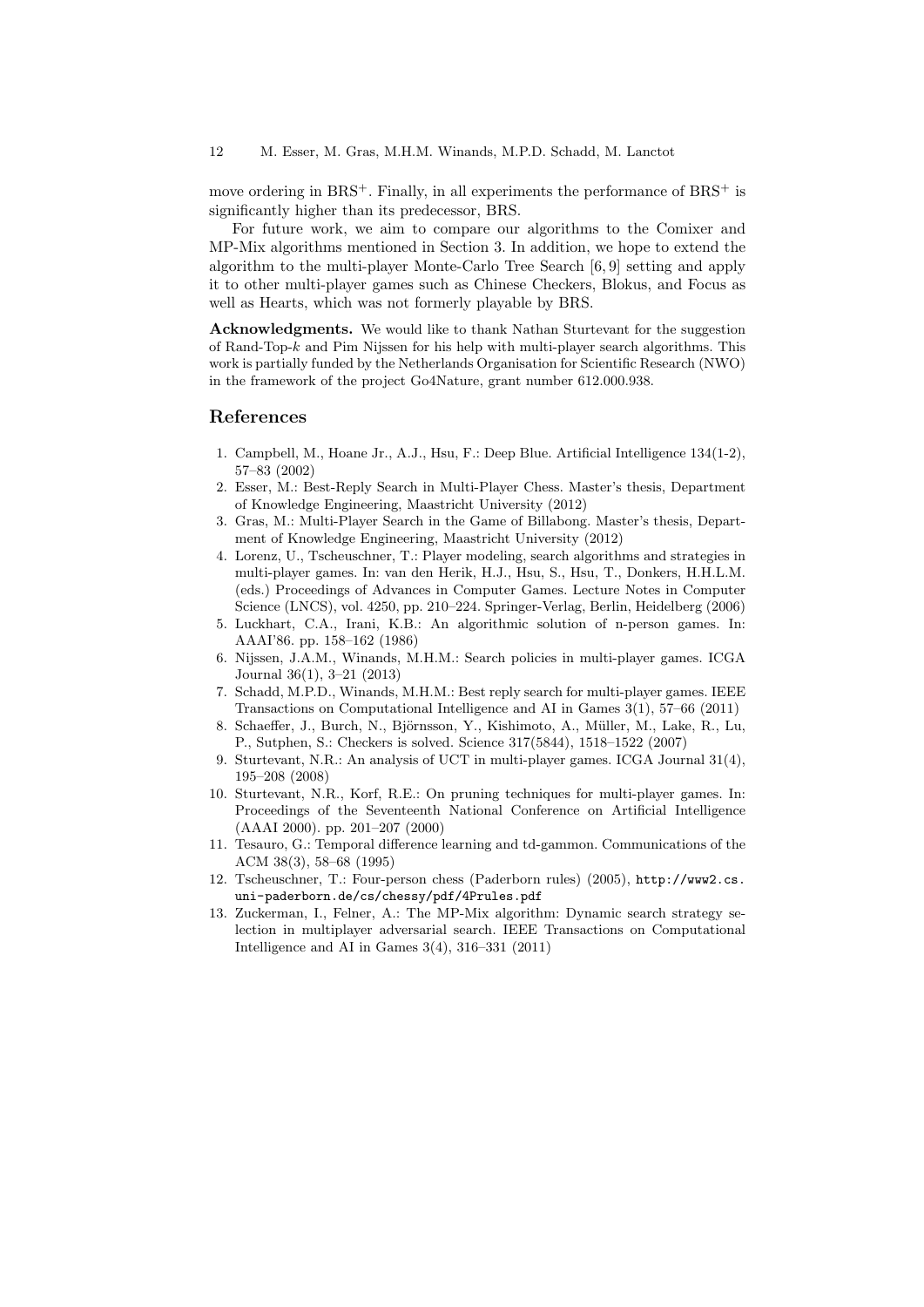move ordering in $BRS^+$. Finally, in all experiments the performance of $BRS^+$ is significantly higher than its predecessor, BRS.

For future work, we aim to compare our algorithms to the Comixer and MP-Mix algorithms mentioned in Section 3. In addition, we hope to extend the algorithm to the multi-player Monte-Carlo Tree Search [6, 9] setting and apply it to other multi-player games such as Chinese Checkers, Blokus, and Focus as well as Hearts, which was not formerly playable by BRS.

**Acknowledgments.** We would like to thank Nathan Sturtevant for the suggestion of Rand-Top-$k$ and Pim Nijssen for his help with multi-player search algorithms. This work is partially funded by the Netherlands Organisation for Scientific Research (NWO) in the framework of the project Go4Nature, grant number 612.000.938.

## References

1. Campbell, M., Hoane Jr., A.J., Hsu, F.: Deep Blue. Artificial Intelligence 134(1-2), 57–83 (2002)
2. Esser, M.: Best-Reply Search in Multi-Player Chess. Master's thesis, Department of Knowledge Engineering, Maastricht University (2012)
3. Gras, M.: Multi-Player Search in the Game of Billabong. Master's thesis, Department of Knowledge Engineering, Maastricht University (2012)
4. Lorenz, U., Tscheuschner, T.: Player modeling, search algorithms and strategies in multi-player games. In: van den Herik, H.J., Hsu, S., Hsu, T., Donkers, H.H.L.M. (eds.) Proceedings of Advances in Computer Games. Lecture Notes in Computer Science (LNCS), vol. 4250, pp. 210–224. Springer-Verlag, Berlin, Heidelberg (2006)
5. Luckhart, C.A., Irani, K.B.: An algorithmic solution of n-person games. In: AAAI'86. pp. 158–162 (1986)
6. Nijssen, J.A.M., Winands, M.H.M.: Search policies in multi-player games. ICGA Journal 36(1), 3–21 (2013)
7. Schadd, M.P.D., Winands, M.H.M.: Best reply search for multi-player games. IEEE Transactions on Computational Intelligence and AI in Games 3(1), 57–66 (2011)
8. Schaeffer, J., Burch, N., Björnsson, Y., Kishimoto, A., Müller, M., Lake, R., Lu, P., Sutphen, S.: Checkers is solved. Science 317(5844), 1518–1522 (2007)
9. Sturtevant, N.R.: An analysis of UCT in multi-player games. ICGA Journal 31(4), 195–208 (2008)
10. Sturtevant, N.R., Korf, R.E.: On pruning techniques for multi-player games. In: Proceedings of the Seventeenth National Conference on Artificial Intelligence (AAAI 2000). pp. 201–207 (2000)
11. Tesauro, G.: Temporal difference learning and td-gammon. Communications of the ACM 38(3), 58–68 (1995)
12. Tscheuschner, T.: Four-person chess (Paderborn rules) (2005), `http://www2.cs.uni-paderborn.de/cs/chessy/pdf/4Prules.pdf`
13. Zuckerman, I., Felner, A.: The MP-Mix algorithm: Dynamic search strategy selection in multiplayer adversarial search. IEEE Transactions on Computational Intelligence and AI in Games 3(4), 316–331 (2011)